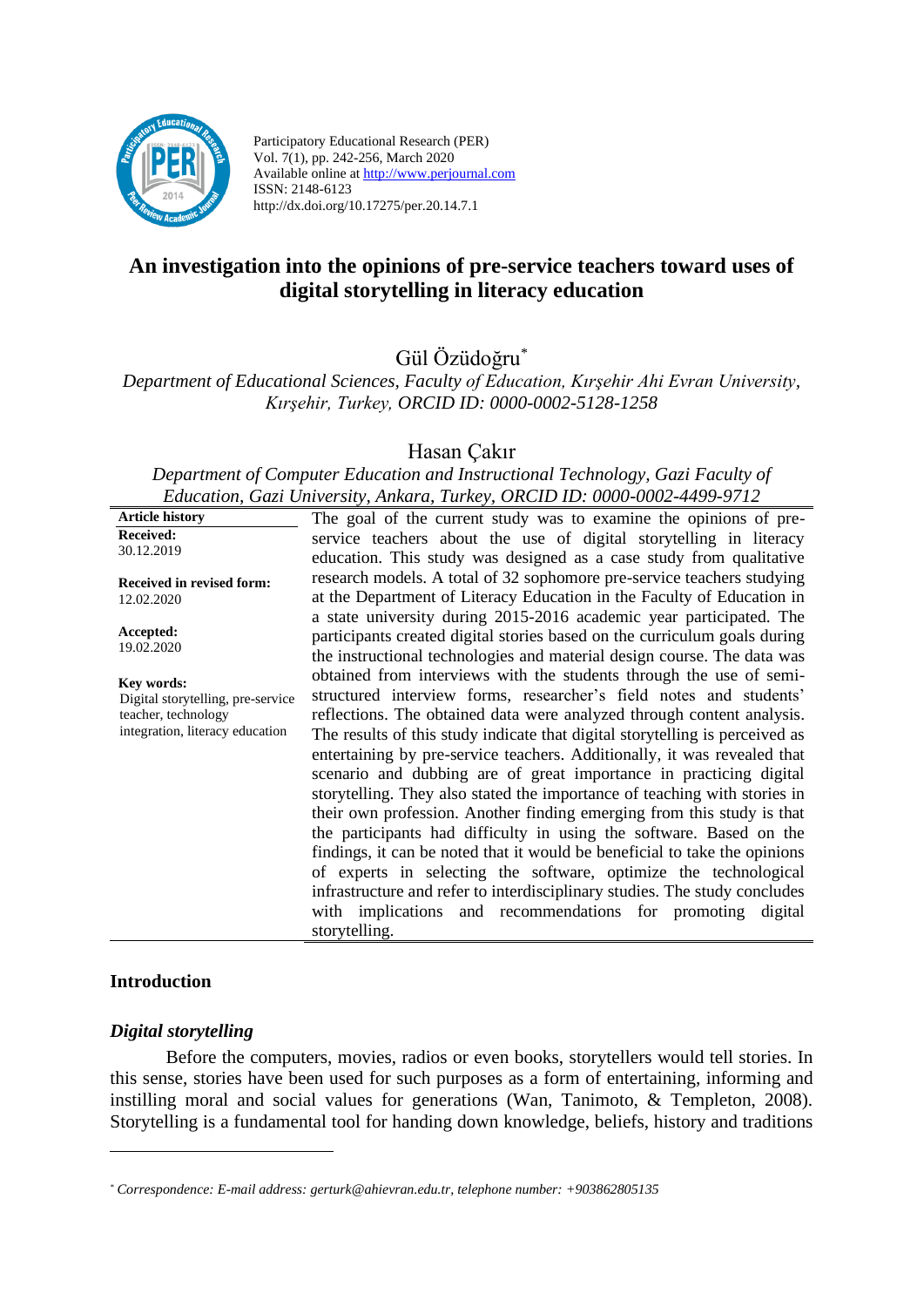Participatory Educational Research (PER)
Vol. 7(1), pp. 242-256, March 2020
Available online at http://www.perjournal.com
ISSN: 2148-6123
http://dx.doi.org/10.17275/per.20.14.7.1

# An investigation into the opinions of pre-service teachers toward uses of digital storytelling in literacy education

Gül Özüdoğru[*]

*Department of Educational Sciences, Faculty of Education, Kırşehir Ahi Evran University, Kırşehir, Turkey, ORCID ID: 0000-0002-5128-1258*

Hasan Çakır

*Department of Computer Education and Instructional Technology, Gazi Faculty of Education, Gazi University, Ankara, Turkey, ORCID ID: 0000-0002-4499-9712*

**Article history**
**Received:**
30.12.2019

**Received in revised form:**
12.02.2020

**Accepted:**
19.02.2020

**Key words:**
Digital storytelling, pre-service teacher, technology integration, literacy education

The goal of the current study was to examine the opinions of pre-service teachers about the use of digital storytelling in literacy education. This study was designed as a case study from qualitative research models. A total of 32 sophomore pre-service teachers studying at the Department of Literacy Education in the Faculty of Education in a state university during 2015-2016 academic year participated. The participants created digital stories based on the curriculum goals during the instructional technologies and material design course. The data was obtained from interviews with the students through the use of semi-structured interview forms, researcher's field notes and students' reflections. The obtained data were analyzed through content analysis. The results of this study indicate that digital storytelling is perceived as entertaining by pre-service teachers. Additionally, it was revealed that scenario and dubbing are of great importance in practicing digital storytelling. They also stated the importance of teaching with stories in their own profession. Another finding emerging from this study is that the participants had difficulty in using the software. Based on the findings, it can be noted that it would be beneficial to take the opinions of experts in selecting the software, optimize the technological infrastructure and refer to interdisciplinary studies. The study concludes with implications and recommendations for promoting digital storytelling.

## Introduction

### *Digital storytelling*

Before the computers, movies, radios or even books, storytellers would tell stories. In this sense, stories have been used for such purposes as a form of entertaining, informing and instilling moral and social values for generations (Wan, Tanimoto, & Templeton, 2008). Storytelling is a fundamental tool for handing down knowledge, beliefs, history and traditions

---

[*] *Correspondence: E-mail address: gerturk@ahievran.edu.tr, telephone number: +903862805135*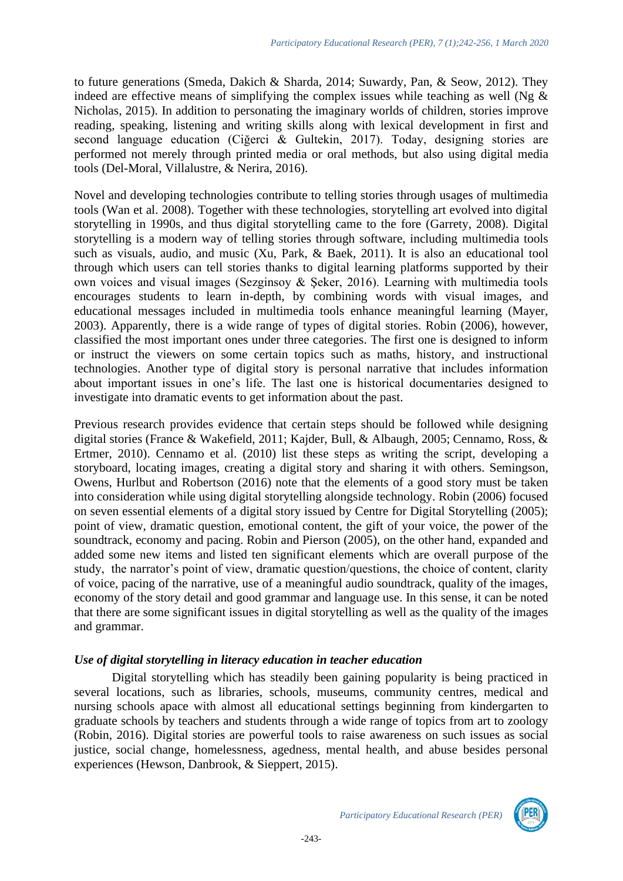to future generations (Smeda, Dakich & Sharda, 2014; Suwardy, Pan, & Seow, 2012). They indeed are effective means of simplifying the complex issues while teaching as well (Ng & Nicholas, 2015). In addition to personating the imaginary worlds of children, stories improve reading, speaking, listening and writing skills along with lexical development in first and second language education (Ciğerci & Gultekin, 2017). Today, designing stories are performed not merely through printed media or oral methods, but also using digital media tools (Del-Moral, Villalustre, & Nerira, 2016).

Novel and developing technologies contribute to telling stories through usages of multimedia tools (Wan et al. 2008). Together with these technologies, storytelling art evolved into digital storytelling in 1990s, and thus digital storytelling came to the fore (Garrety, 2008). Digital storytelling is a modern way of telling stories through software, including multimedia tools such as visuals, audio, and music (Xu, Park, & Baek, 2011). It is also an educational tool through which users can tell stories thanks to digital learning platforms supported by their own voices and visual images (Sezginsoy & Şeker, 2016). Learning with multimedia tools encourages students to learn in-depth, by combining words with visual images, and educational messages included in multimedia tools enhance meaningful learning (Mayer, 2003). Apparently, there is a wide range of types of digital stories. Robin (2006), however, classified the most important ones under three categories. The first one is designed to inform or instruct the viewers on some certain topics such as maths, history, and instructional technologies. Another type of digital story is personal narrative that includes information about important issues in one's life. The last one is historical documentaries designed to investigate into dramatic events to get information about the past.

Previous research provides evidence that certain steps should be followed while designing digital stories (France & Wakefield, 2011; Kajder, Bull, & Albaugh, 2005; Cennamo, Ross, & Ertmer, 2010). Cennamo et al. (2010) list these steps as writing the script, developing a storyboard, locating images, creating a digital story and sharing it with others. Semingson, Owens, Hurlbut and Robertson (2016) note that the elements of a good story must be taken into consideration while using digital storytelling alongside technology. Robin (2006) focused on seven essential elements of a digital story issued by Centre for Digital Storytelling (2005); point of view, dramatic question, emotional content, the gift of your voice, the power of the soundtrack, economy and pacing. Robin and Pierson (2005), on the other hand, expanded and added some new items and listed ten significant elements which are overall purpose of the study, the narrator's point of view, dramatic question/questions, the choice of content, clarity of voice, pacing of the narrative, use of a meaningful audio soundtrack, quality of the images, economy of the story detail and good grammar and language use. In this sense, it can be noted that there are some significant issues in digital storytelling as well as the quality of the images and grammar.

### *Use of digital storytelling in literacy education in teacher education*

Digital storytelling which has steadily been gaining popularity is being practiced in several locations, such as libraries, schools, museums, community centres, medical and nursing schools apace with almost all educational settings beginning from kindergarten to graduate schools by teachers and students through a wide range of topics from art to zoology (Robin, 2016). Digital stories are powerful tools to raise awareness on such issues as social justice, social change, homelessness, agedness, mental health, and abuse besides personal experiences (Hewson, Danbrook, & Sieppert, 2015).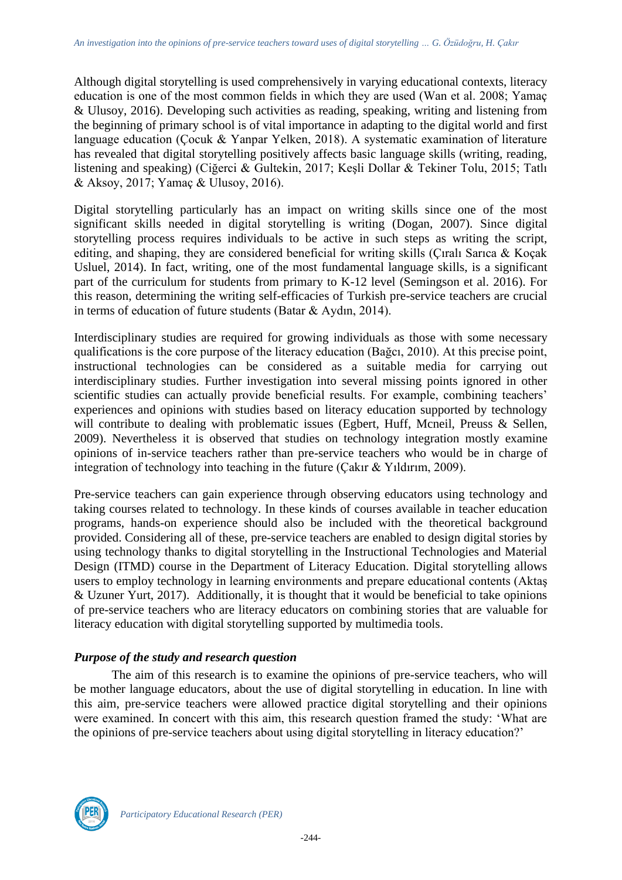Although digital storytelling is used comprehensively in varying educational contexts, literacy education is one of the most common fields in which they are used (Wan et al. 2008; Yamaç & Ulusoy, 2016). Developing such activities as reading, speaking, writing and listening from the beginning of primary school is of vital importance in adapting to the digital world and first language education (Çocuk & Yanpar Yelken, 2018). A systematic examination of literature has revealed that digital storytelling positively affects basic language skills (writing, reading, listening and speaking) (Ciğerci & Gultekin, 2017; Keşli Dollar & Tekiner Tolu, 2015; Tatlı & Aksoy, 2017; Yamaç & Ulusoy, 2016).

Digital storytelling particularly has an impact on writing skills since one of the most significant skills needed in digital storytelling is writing (Dogan, 2007). Since digital storytelling process requires individuals to be active in such steps as writing the script, editing, and shaping, they are considered beneficial for writing skills (Çıralı Sarıca & Koçak Usluel, 2014). In fact, writing, one of the most fundamental language skills, is a significant part of the curriculum for students from primary to K-12 level (Semingson et al. 2016). For this reason, determining the writing self-efficacies of Turkish pre-service teachers are crucial in terms of education of future students (Batar & Aydın, 2014).

Interdisciplinary studies are required for growing individuals as those with some necessary qualifications is the core purpose of the literacy education (Bağcı, 2010). At this precise point, instructional technologies can be considered as a suitable media for carrying out interdisciplinary studies. Further investigation into several missing points ignored in other scientific studies can actually provide beneficial results. For example, combining teachers' experiences and opinions with studies based on literacy education supported by technology will contribute to dealing with problematic issues (Egbert, Huff, Mcneil, Preuss & Sellen, 2009). Nevertheless it is observed that studies on technology integration mostly examine opinions of in-service teachers rather than pre-service teachers who would be in charge of integration of technology into teaching in the future (Çakır & Yıldırım, 2009).

Pre-service teachers can gain experience through observing educators using technology and taking courses related to technology. In these kinds of courses available in teacher education programs, hands-on experience should also be included with the theoretical background provided. Considering all of these, pre-service teachers are enabled to design digital stories by using technology thanks to digital storytelling in the Instructional Technologies and Material Design (ITMD) course in the Department of Literacy Education. Digital storytelling allows users to employ technology in learning environments and prepare educational contents (Aktaş & Uzuner Yurt, 2017). Additionally, it is thought that it would be beneficial to take opinions of pre-service teachers who are literacy educators on combining stories that are valuable for literacy education with digital storytelling supported by multimedia tools.

### *Purpose of the study and research question*

The aim of this research is to examine the opinions of pre-service teachers, who will be mother language educators, about the use of digital storytelling in education. In line with this aim, pre-service teachers were allowed practice digital storytelling and their opinions were examined. In concert with this aim, this research question framed the study: 'What are the opinions of pre-service teachers about using digital storytelling in literacy education?'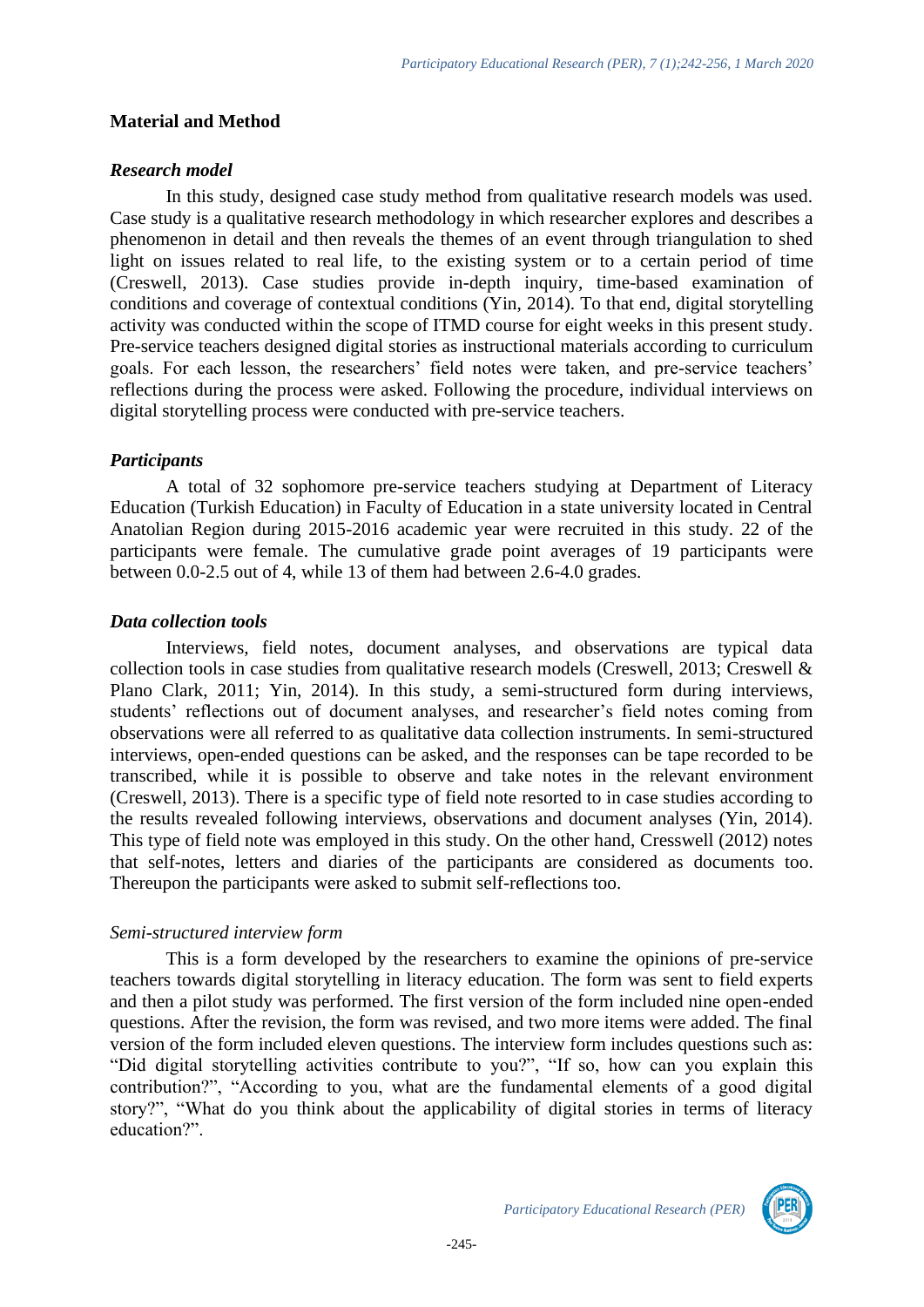## Material and Method

### *Research model*

In this study, designed case study method from qualitative research models was used. Case study is a qualitative research methodology in which researcher explores and describes a phenomenon in detail and then reveals the themes of an event through triangulation to shed light on issues related to real life, to the existing system or to a certain period of time (Creswell, 2013). Case studies provide in-depth inquiry, time-based examination of conditions and coverage of contextual conditions (Yin, 2014). To that end, digital storytelling activity was conducted within the scope of ITMD course for eight weeks in this present study. Pre-service teachers designed digital stories as instructional materials according to curriculum goals. For each lesson, the researchers' field notes were taken, and pre-service teachers' reflections during the process were asked. Following the procedure, individual interviews on digital storytelling process were conducted with pre-service teachers.

### *Participants*

A total of 32 sophomore pre-service teachers studying at Department of Literacy Education (Turkish Education) in Faculty of Education in a state university located in Central Anatolian Region during 2015-2016 academic year were recruited in this study. 22 of the participants were female. The cumulative grade point averages of 19 participants were between 0.0-2.5 out of 4, while 13 of them had between 2.6-4.0 grades.

### *Data collection tools*

Interviews, field notes, document analyses, and observations are typical data collection tools in case studies from qualitative research models (Creswell, 2013; Creswell & Plano Clark, 2011; Yin, 2014). In this study, a semi-structured form during interviews, students' reflections out of document analyses, and researcher's field notes coming from observations were all referred to as qualitative data collection instruments. In semi-structured interviews, open-ended questions can be asked, and the responses can be tape recorded to be transcribed, while it is possible to observe and take notes in the relevant environment (Creswell, 2013). There is a specific type of field note resorted to in case studies according to the results revealed following interviews, observations and document analyses (Yin, 2014). This type of field note was employed in this study. On the other hand, Cresswell (2012) notes that self-notes, letters and diaries of the participants are considered as documents too. Thereupon the participants were asked to submit self-reflections too.

#### *Semi-structured interview form*

This is a form developed by the researchers to examine the opinions of pre-service teachers towards digital storytelling in literacy education. The form was sent to field experts and then a pilot study was performed. The first version of the form included nine open-ended questions. After the revision, the form was revised, and two more items were added. The final version of the form included eleven questions. The interview form includes questions such as: "Did digital storytelling activities contribute to you?", "If so, how can you explain this contribution?", "According to you, what are the fundamental elements of a good digital story?", "What do you think about the applicability of digital stories in terms of literacy education?".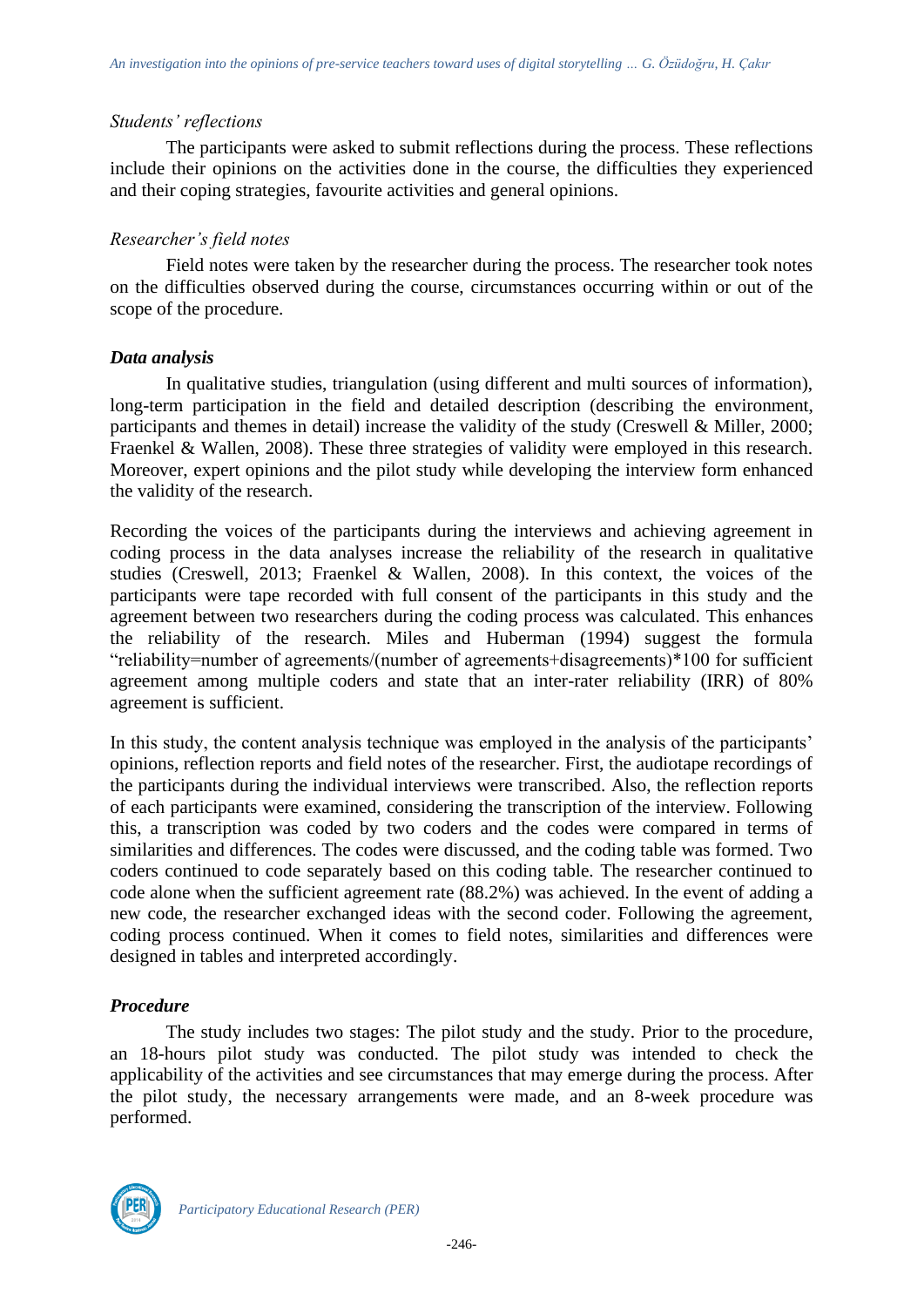### *Students' reflections*

The participants were asked to submit reflections during the process. These reflections include their opinions on the activities done in the course, the difficulties they experienced and their coping strategies, favourite activities and general opinions.

### *Researcher's field notes*

Field notes were taken by the researcher during the process. The researcher took notes on the difficulties observed during the course, circumstances occurring within or out of the scope of the procedure.

## ***Data analysis***

In qualitative studies, triangulation (using different and multi sources of information), long-term participation in the field and detailed description (describing the environment, participants and themes in detail) increase the validity of the study (Creswell & Miller, 2000; Fraenkel & Wallen, 2008). These three strategies of validity were employed in this research. Moreover, expert opinions and the pilot study while developing the interview form enhanced the validity of the research.

Recording the voices of the participants during the interviews and achieving agreement in coding process in the data analyses increase the reliability of the research in qualitative studies (Creswell, 2013; Fraenkel & Wallen, 2008). In this context, the voices of the participants were tape recorded with full consent of the participants in this study and the agreement between two researchers during the coding process was calculated. This enhances the reliability of the research. Miles and Huberman (1994) suggest the formula "reliability=number of agreements/(number of agreements+disagreements)*100 for sufficient agreement among multiple coders and state that an inter-rater reliability (IRR) of 80% agreement is sufficient.

In this study, the content analysis technique was employed in the analysis of the participants' opinions, reflection reports and field notes of the researcher. First, the audiotape recordings of the participants during the individual interviews were transcribed. Also, the reflection reports of each participants were examined, considering the transcription of the interview. Following this, a transcription was coded by two coders and the codes were compared in terms of similarities and differences. The codes were discussed, and the coding table was formed. Two coders continued to code separately based on this coding table. The researcher continued to code alone when the sufficient agreement rate (88.2%) was achieved. In the event of adding a new code, the researcher exchanged ideas with the second coder. Following the agreement, coding process continued. When it comes to field notes, similarities and differences were designed in tables and interpreted accordingly.

## ***Procedure***

The study includes two stages: The pilot study and the study. Prior to the procedure, an 18-hours pilot study was conducted. The pilot study was intended to check the applicability of the activities and see circumstances that may emerge during the process. After the pilot study, the necessary arrangements were made, and an 8-week procedure was performed.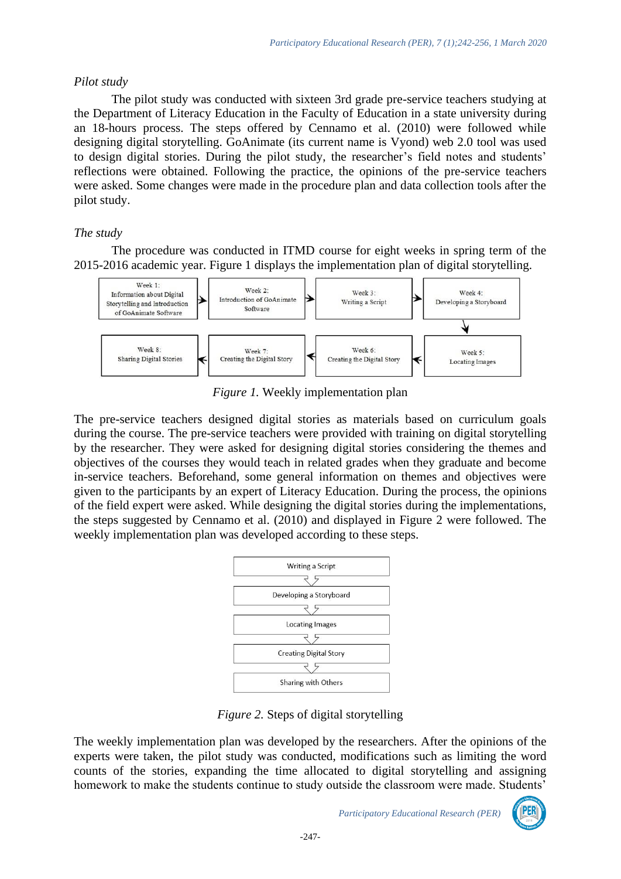*Pilot study*

The pilot study was conducted with sixteen 3rd grade pre-service teachers studying at the Department of Literacy Education in the Faculty of Education in a state university during an 18-hours process. The steps offered by Cennamo et al. (2010) were followed while designing digital storytelling. GoAnimate (its current name is Vyond) web 2.0 tool was used to design digital stories. During the pilot study, the researcher's field notes and students' reflections were obtained. Following the practice, the opinions of the pre-service teachers were asked. Some changes were made in the procedure plan and data collection tools after the pilot study.

*The study*

The procedure was conducted in ITMD course for eight weeks in spring term of the 2015-2016 academic year. Figure 1 displays the implementation plan of digital storytelling.

Week 1: Information about Digital Storytelling and Introduction of GoAnimate Software → Week 2: Introduction of GoAnimate Software → Week 3: Writing a Script → Week 4: Developing a Storyboard → Week 5: Locating Images → Week 6: Creating the Digital Story → Week 7: Creating the Digital Story → Week 8: Sharing Digital Stories

*Figure 1.* Weekly implementation plan

The pre-service teachers designed digital stories as materials based on curriculum goals during the course. The pre-service teachers were provided with training on digital storytelling by the researcher. They were asked for designing digital stories considering the themes and objectives of the courses they would teach in related grades when they graduate and become in-service teachers. Beforehand, some general information on themes and objectives were given to the participants by an expert of Literacy Education. During the process, the opinions of the field expert were asked. While designing the digital stories during the implementations, the steps suggested by Cennamo et al. (2010) and displayed in Figure 2 were followed. The weekly implementation plan was developed according to these steps.

Writing a Script → Developing a Storyboard → Locating Images → Creating Digital Story → Sharing with Others

*Figure 2.* Steps of digital storytelling

The weekly implementation plan was developed by the researchers. After the opinions of the experts were taken, the pilot study was conducted, modifications such as limiting the word counts of the stories, expanding the time allocated to digital storytelling and assigning homework to make the students continue to study outside the classroom were made. Students'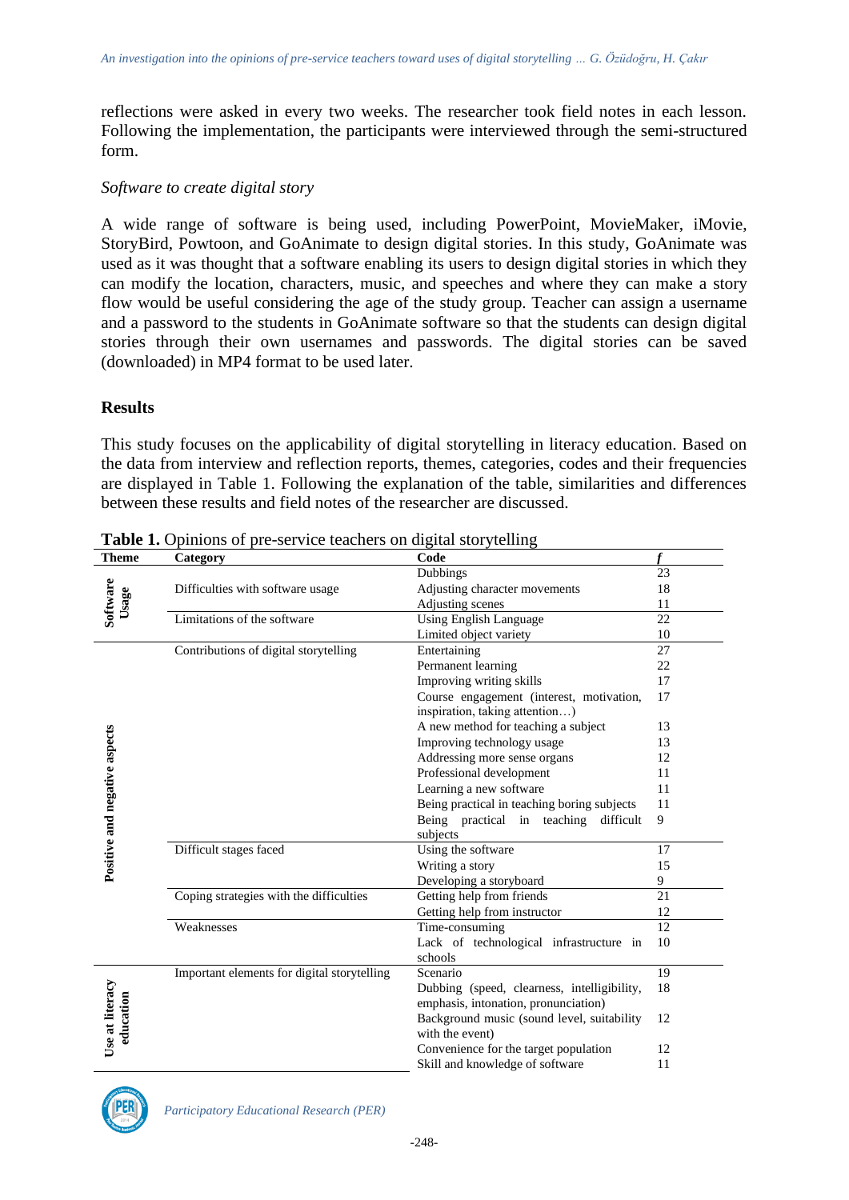reflections were asked in every two weeks. The researcher took field notes in each lesson. Following the implementation, the participants were interviewed through the semi-structured form.

*Software to create digital story*

A wide range of software is being used, including PowerPoint, MovieMaker, iMovie, StoryBird, Powtoon, and GoAnimate to design digital stories. In this study, GoAnimate was used as it was thought that a software enabling its users to design digital stories in which they can modify the location, characters, music, and speeches and where they can make a story flow would be useful considering the age of the study group. Teacher can assign a username and a password to the students in GoAnimate software so that the students can design digital stories through their own usernames and passwords. The digital stories can be saved (downloaded) in MP4 format to be used later.

## Results

This study focuses on the applicability of digital storytelling in literacy education. Based on the data from interview and reflection reports, themes, categories, codes and their frequencies are displayed in Table 1. Following the explanation of the table, similarities and differences between these results and field notes of the researcher are discussed.

**Table 1.** Opinions of pre-service teachers on digital storytelling

| Theme | Category | Code | *f* |
|---|---|---|---|
| Software Usage | Difficulties with software usage | Dubbings | 23 |
| | | Adjusting character movements | 18 |
| | | Adjusting scenes | 11 |
| | Limitations of the software | Using English Language | 22 |
| | | Limited object variety | 10 |
| Positive and negative aspects | Contributions of digital storytelling | Entertaining | 27 |
| | | Permanent learning | 22 |
| | | Improving writing skills | 17 |
| | | Course engagement (interest, motivation, inspiration, taking attention…) | 17 |
| | | A new method for teaching a subject | 13 |
| | | Improving technology usage | 13 |
| | | Addressing more sense organs | 12 |
| | | Professional development | 11 |
| | | Learning a new software | 11 |
| | | Being practical in teaching boring subjects | 11 |
| | | Being practical in teaching difficult subjects | 9 |
| | Difficult stages faced | Using the software | 17 |
| | | Writing a story | 15 |
| | | Developing a storyboard | 9 |
| | Coping strategies with the difficulties | Getting help from friends | 21 |
| | | Getting help from instructor | 12 |
| | Weaknesses | Time-consuming | 12 |
| | | Lack of technological infrastructure in schools | 10 |
| Use at literacy education | Important elements for digital storytelling | Scenario | 19 |
| | | Dubbing (speed, clearness, intelligibility, emphasis, intonation, pronunciation) | 18 |
| | | Background music (sound level, suitability with the event) | 12 |
| | | Convenience for the target population | 12 |
| | | Skill and knowledge of software | 11 |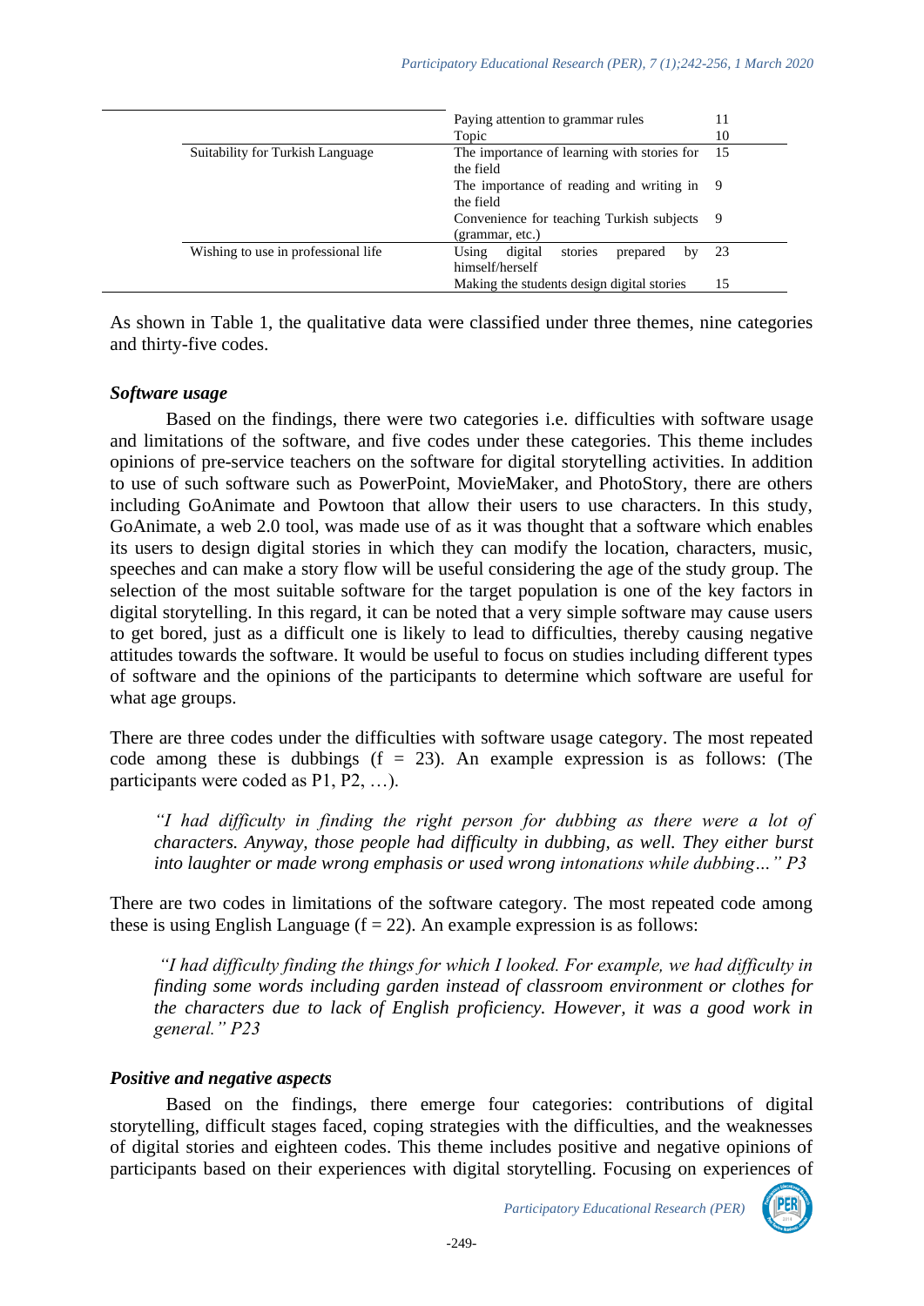| | | |
|---|---|---|
| | Paying attention to grammar rules | 11 |
| | Topic | 10 |
| Suitability for Turkish Language | The importance of learning with stories for the field | 15 |
| | The importance of reading and writing in the field | 9 |
| | Convenience for teaching Turkish subjects (grammar, etc.) | 9 |
| Wishing to use in professional life | Using digital stories prepared by himself/herself | 23 |
| | Making the students design digital stories | 15 |

As shown in Table 1, the qualitative data were classified under three themes, nine categories and thirty-five codes.

### *Software usage*

Based on the findings, there were two categories i.e. difficulties with software usage and limitations of the software, and five codes under these categories. This theme includes opinions of pre-service teachers on the software for digital storytelling activities. In addition to use of such software such as PowerPoint, MovieMaker, and PhotoStory, there are others including GoAnimate and Powtoon that allow their users to use characters. In this study, GoAnimate, a web 2.0 tool, was made use of as it was thought that a software which enables its users to design digital stories in which they can modify the location, characters, music, speeches and can make a story flow will be useful considering the age of the study group. The selection of the most suitable software for the target population is one of the key factors in digital storytelling. In this regard, it can be noted that a very simple software may cause users to get bored, just as a difficult one is likely to lead to difficulties, thereby causing negative attitudes towards the software. It would be useful to focus on studies including different types of software and the opinions of the participants to determine which software are useful for what age groups.

There are three codes under the difficulties with software usage category. The most repeated code among these is dubbings (f = 23). An example expression is as follows: (The participants were coded as P1, P2, …).

> *"I had difficulty in finding the right person for dubbing as there were a lot of characters. Anyway, those people had difficulty in dubbing, as well. They either burst into laughter or made wrong emphasis or used wrong intonations while dubbing…" P3*

There are two codes in limitations of the software category. The most repeated code among these is using English Language (f = 22). An example expression is as follows:

> *"I had difficulty finding the things for which I looked. For example, we had difficulty in finding some words including garden instead of classroom environment or clothes for the characters due to lack of English proficiency. However, it was a good work in general." P23*

### *Positive and negative aspects*

Based on the findings, there emerge four categories: contributions of digital storytelling, difficult stages faced, coping strategies with the difficulties, and the weaknesses of digital stories and eighteen codes. This theme includes positive and negative opinions of participants based on their experiences with digital storytelling. Focusing on experiences of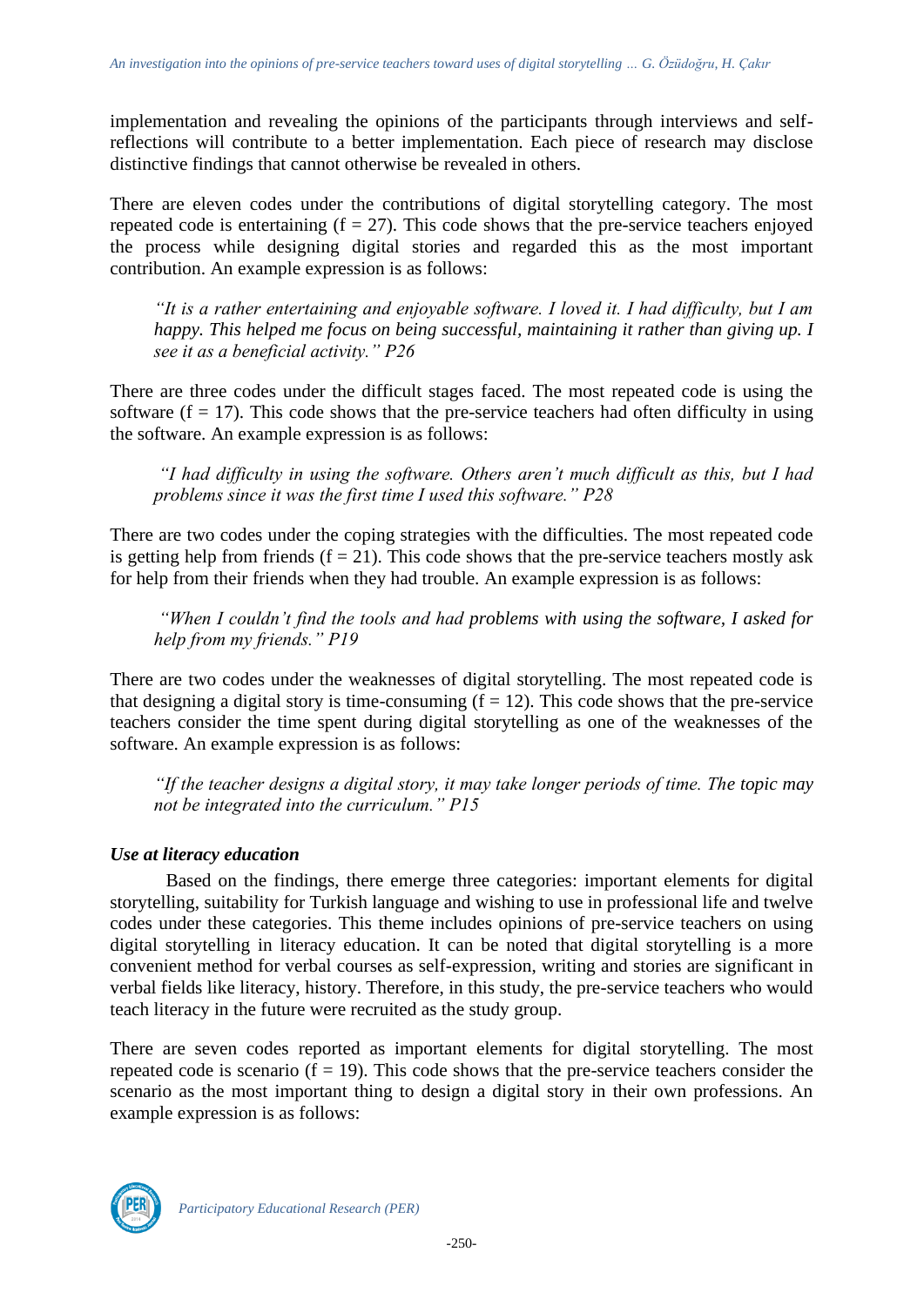implementation and revealing the opinions of the participants through interviews and self-reflections will contribute to a better implementation. Each piece of research may disclose distinctive findings that cannot otherwise be revealed in others.

There are eleven codes under the contributions of digital storytelling category. The most repeated code is entertaining (f = 27). This code shows that the pre-service teachers enjoyed the process while designing digital stories and regarded this as the most important contribution. An example expression is as follows:

> *"It is a rather entertaining and enjoyable software. I loved it. I had difficulty, but I am happy. This helped me focus on being successful, maintaining it rather than giving up. I see it as a beneficial activity." P26*

There are three codes under the difficult stages faced. The most repeated code is using the software (f = 17). This code shows that the pre-service teachers had often difficulty in using the software. An example expression is as follows:

> *"I had difficulty in using the software. Others aren't much difficult as this, but I had problems since it was the first time I used this software." P28*

There are two codes under the coping strategies with the difficulties. The most repeated code is getting help from friends (f = 21). This code shows that the pre-service teachers mostly ask for help from their friends when they had trouble. An example expression is as follows:

> *"When I couldn't find the tools and had problems with using the software, I asked for help from my friends." P19*

There are two codes under the weaknesses of digital storytelling. The most repeated code is that designing a digital story is time-consuming (f = 12). This code shows that the pre-service teachers consider the time spent during digital storytelling as one of the weaknesses of the software. An example expression is as follows:

> *"If the teacher designs a digital story, it may take longer periods of time. The topic may not be integrated into the curriculum." P15*

### *Use at literacy education*

Based on the findings, there emerge three categories: important elements for digital storytelling, suitability for Turkish language and wishing to use in professional life and twelve codes under these categories. This theme includes opinions of pre-service teachers on using digital storytelling in literacy education. It can be noted that digital storytelling is a more convenient method for verbal courses as self-expression, writing and stories are significant in verbal fields like literacy, history. Therefore, in this study, the pre-service teachers who would teach literacy in the future were recruited as the study group.

There are seven codes reported as important elements for digital storytelling. The most repeated code is scenario (f = 19). This code shows that the pre-service teachers consider the scenario as the most important thing to design a digital story in their own professions. An example expression is as follows: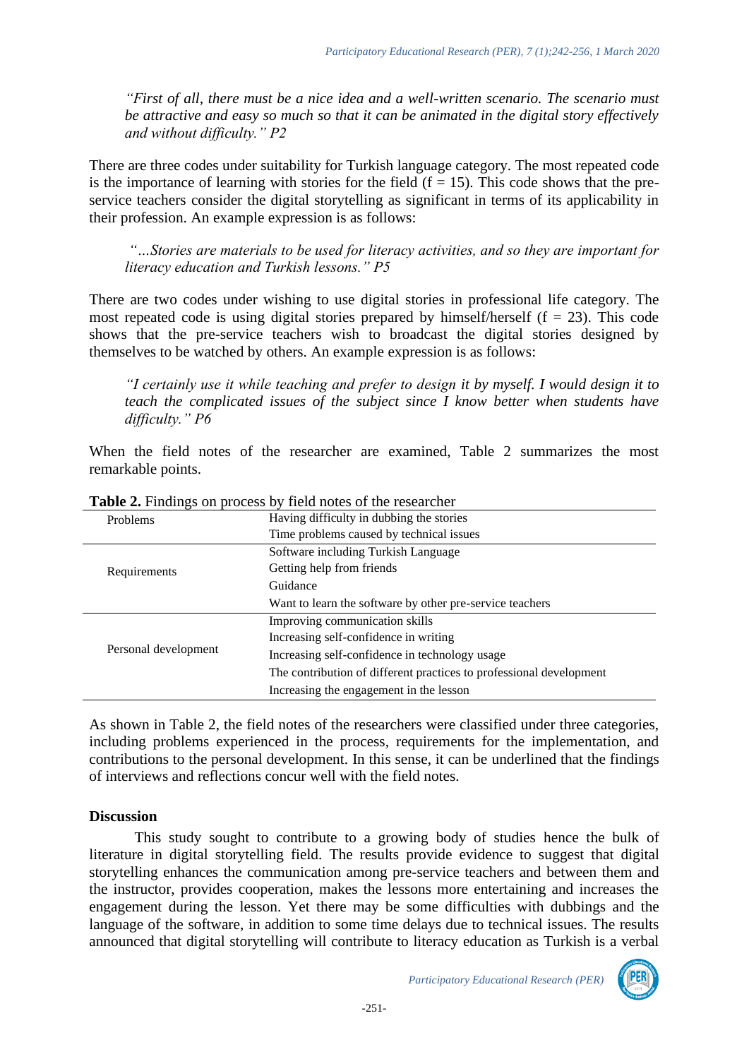*"First of all, there must be a nice idea and a well-written scenario. The scenario must be attractive and easy so much so that it can be animated in the digital story effectively and without difficulty." P2*

There are three codes under suitability for Turkish language category. The most repeated code is the importance of learning with stories for the field ($f = 15$). This code shows that the pre-service teachers consider the digital storytelling as significant in terms of its applicability in their profession. An example expression is as follows:

*"…Stories are materials to be used for literacy activities, and so they are important for literacy education and Turkish lessons." P5*

There are two codes under wishing to use digital stories in professional life category. The most repeated code is using digital stories prepared by himself/herself ($f = 23$). This code shows that the pre-service teachers wish to broadcast the digital stories designed by themselves to be watched by others. An example expression is as follows:

*"I certainly use it while teaching and prefer to design it by myself. I would design it to teach the complicated issues of the subject since I know better when students have difficulty." P6*

When the field notes of the researcher are examined, Table 2 summarizes the most remarkable points.

**Table 2.** Findings on process by field notes of the researcher

| | |
|---|---|
| Problems | Having difficulty in dubbing the stories |
| | Time problems caused by technical issues |
| Requirements | Software including Turkish Language |
| | Getting help from friends |
| | Guidance |
| | Want to learn the software by other pre-service teachers |
| Personal development | Improving communication skills |
| | Increasing self-confidence in writing |
| | Increasing self-confidence in technology usage |
| | The contribution of different practices to professional development |
| | Increasing the engagement in the lesson |

As shown in Table 2, the field notes of the researchers were classified under three categories, including problems experienced in the process, requirements for the implementation, and contributions to the personal development. In this sense, it can be underlined that the findings of interviews and reflections concur well with the field notes.

## Discussion

This study sought to contribute to a growing body of studies hence the bulk of literature in digital storytelling field. The results provide evidence to suggest that digital storytelling enhances the communication among pre-service teachers and between them and the instructor, provides cooperation, makes the lessons more entertaining and increases the engagement during the lesson. Yet there may be some difficulties with dubbings and the language of the software, in addition to some time delays due to technical issues. The results announced that digital storytelling will contribute to literacy education as Turkish is a verbal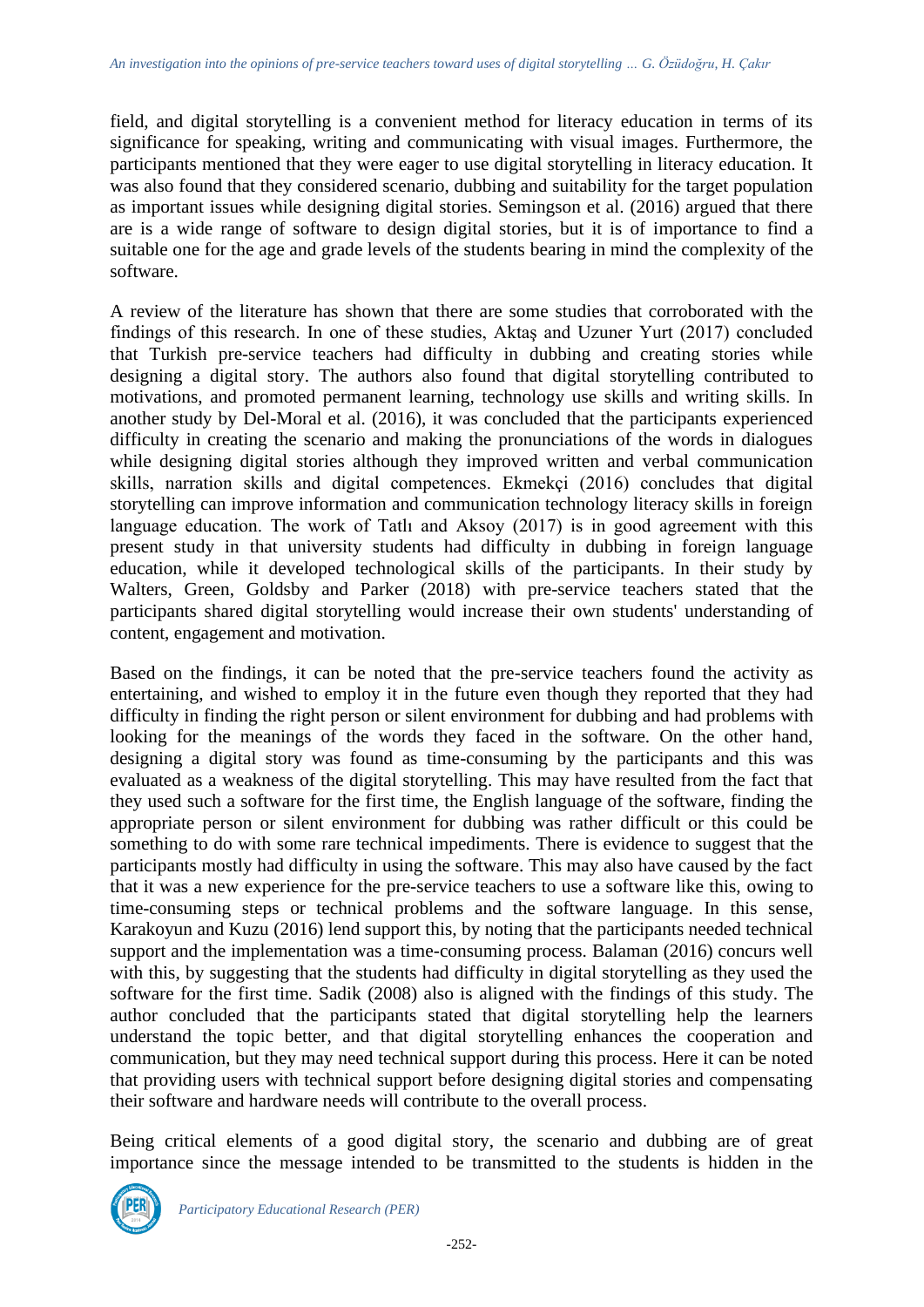field, and digital storytelling is a convenient method for literacy education in terms of its significance for speaking, writing and communicating with visual images. Furthermore, the participants mentioned that they were eager to use digital storytelling in literacy education. It was also found that they considered scenario, dubbing and suitability for the target population as important issues while designing digital stories. Semingson et al. (2016) argued that there are is a wide range of software to design digital stories, but it is of importance to find a suitable one for the age and grade levels of the students bearing in mind the complexity of the software.

A review of the literature has shown that there are some studies that corroborated with the findings of this research. In one of these studies, Aktaş and Uzuner Yurt (2017) concluded that Turkish pre-service teachers had difficulty in dubbing and creating stories while designing a digital story. The authors also found that digital storytelling contributed to motivations, and promoted permanent learning, technology use skills and writing skills. In another study by Del-Moral et al. (2016), it was concluded that the participants experienced difficulty in creating the scenario and making the pronunciations of the words in dialogues while designing digital stories although they improved written and verbal communication skills, narration skills and digital competences. Ekmekçi (2016) concludes that digital storytelling can improve information and communication technology literacy skills in foreign language education. The work of Tatlı and Aksoy (2017) is in good agreement with this present study in that university students had difficulty in dubbing in foreign language education, while it developed technological skills of the participants. In their study by Walters, Green, Goldsby and Parker (2018) with pre-service teachers stated that the participants shared digital storytelling would increase their own students' understanding of content, engagement and motivation.

Based on the findings, it can be noted that the pre-service teachers found the activity as entertaining, and wished to employ it in the future even though they reported that they had difficulty in finding the right person or silent environment for dubbing and had problems with looking for the meanings of the words they faced in the software. On the other hand, designing a digital story was found as time-consuming by the participants and this was evaluated as a weakness of the digital storytelling. This may have resulted from the fact that they used such a software for the first time, the English language of the software, finding the appropriate person or silent environment for dubbing was rather difficult or this could be something to do with some rare technical impediments. There is evidence to suggest that the participants mostly had difficulty in using the software. This may also have caused by the fact that it was a new experience for the pre-service teachers to use a software like this, owing to time-consuming steps or technical problems and the software language. In this sense, Karakoyun and Kuzu (2016) lend support this, by noting that the participants needed technical support and the implementation was a time-consuming process. Balaman (2016) concurs well with this, by suggesting that the students had difficulty in digital storytelling as they used the software for the first time. Sadik (2008) also is aligned with the findings of this study. The author concluded that the participants stated that digital storytelling help the learners understand the topic better, and that digital storytelling enhances the cooperation and communication, but they may need technical support during this process. Here it can be noted that providing users with technical support before designing digital stories and compensating their software and hardware needs will contribute to the overall process.

Being critical elements of a good digital story, the scenario and dubbing are of great importance since the message intended to be transmitted to the students is hidden in the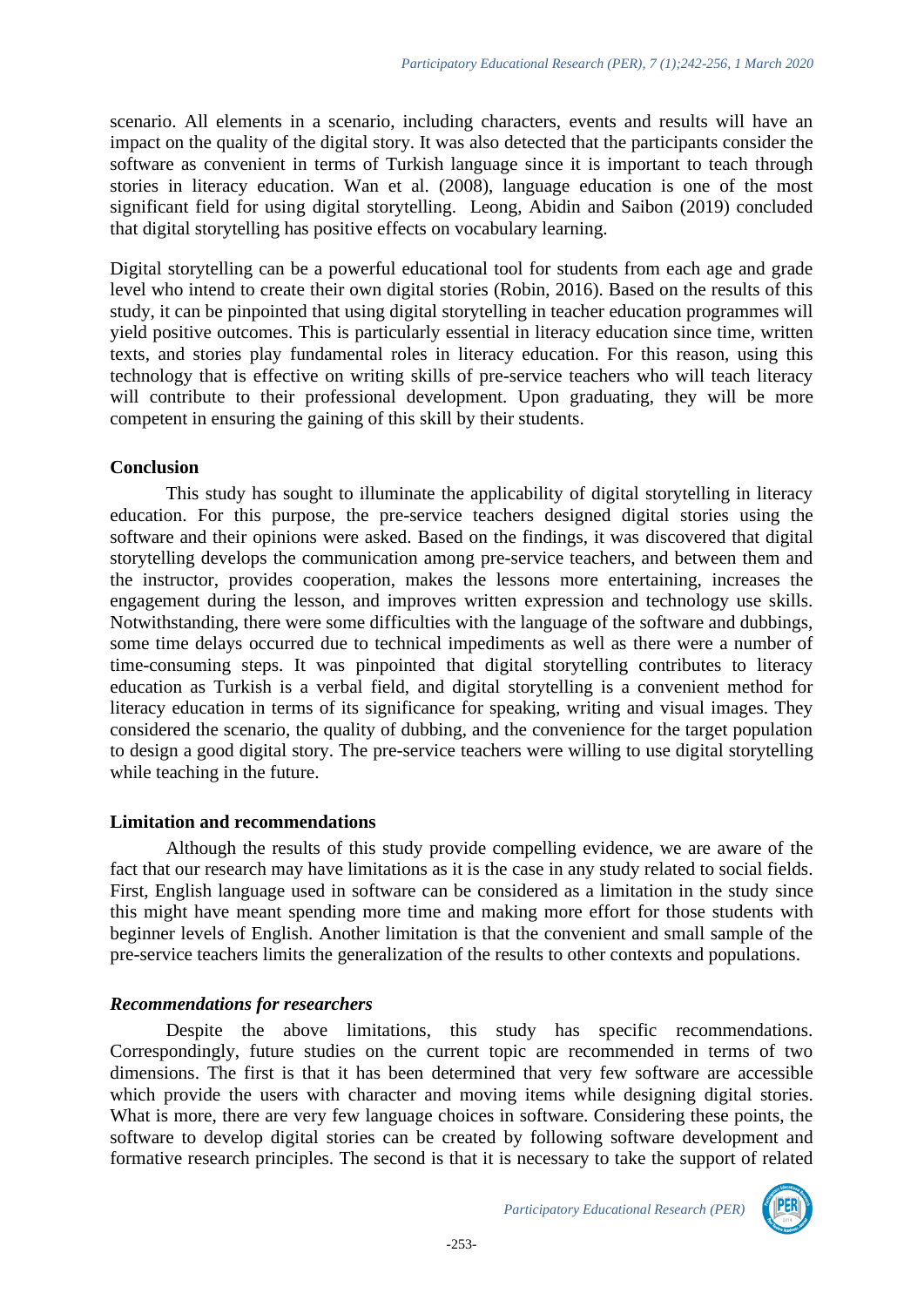scenario. All elements in a scenario, including characters, events and results will have an impact on the quality of the digital story. It was also detected that the participants consider the software as convenient in terms of Turkish language since it is important to teach through stories in literacy education. Wan et al. (2008), language education is one of the most significant field for using digital storytelling. Leong, Abidin and Saibon (2019) concluded that digital storytelling has positive effects on vocabulary learning.

Digital storytelling can be a powerful educational tool for students from each age and grade level who intend to create their own digital stories (Robin, 2016). Based on the results of this study, it can be pinpointed that using digital storytelling in teacher education programmes will yield positive outcomes. This is particularly essential in literacy education since time, written texts, and stories play fundamental roles in literacy education. For this reason, using this technology that is effective on writing skills of pre-service teachers who will teach literacy will contribute to their professional development. Upon graduating, they will be more competent in ensuring the gaining of this skill by their students.

**Conclusion**

This study has sought to illuminate the applicability of digital storytelling in literacy education. For this purpose, the pre-service teachers designed digital stories using the software and their opinions were asked. Based on the findings, it was discovered that digital storytelling develops the communication among pre-service teachers, and between them and the instructor, provides cooperation, makes the lessons more entertaining, increases the engagement during the lesson, and improves written expression and technology use skills. Notwithstanding, there were some difficulties with the language of the software and dubbings, some time delays occurred due to technical impediments as well as there were a number of time-consuming steps. It was pinpointed that digital storytelling contributes to literacy education as Turkish is a verbal field, and digital storytelling is a convenient method for literacy education in terms of its significance for speaking, writing and visual images. They considered the scenario, the quality of dubbing, and the convenience for the target population to design a good digital story. The pre-service teachers were willing to use digital storytelling while teaching in the future.

**Limitation and recommendations**

Although the results of this study provide compelling evidence, we are aware of the fact that our research may have limitations as it is the case in any study related to social fields. First, English language used in software can be considered as a limitation in the study since this might have meant spending more time and making more effort for those students with beginner levels of English. Another limitation is that the convenient and small sample of the pre-service teachers limits the generalization of the results to other contexts and populations.

***Recommendations for researchers***

Despite the above limitations, this study has specific recommendations. Correspondingly, future studies on the current topic are recommended in terms of two dimensions. The first is that it has been determined that very few software are accessible which provide the users with character and moving items while designing digital stories. What is more, there are very few language choices in software. Considering these points, the software to develop digital stories can be created by following software development and formative research principles. The second is that it is necessary to take the support of related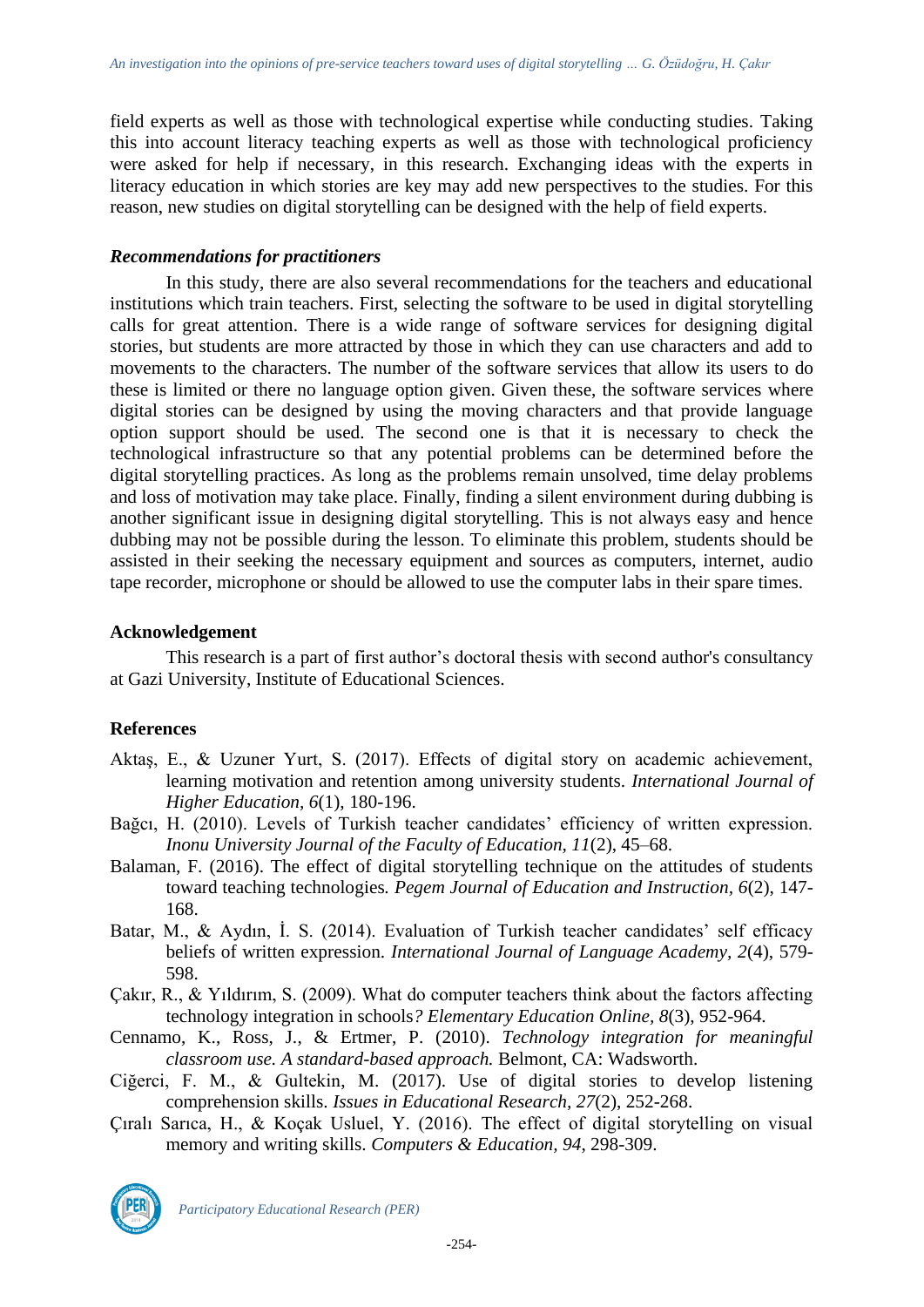field experts as well as those with technological expertise while conducting studies. Taking this into account literacy teaching experts as well as those with technological proficiency were asked for help if necessary, in this research. Exchanging ideas with the experts in literacy education in which stories are key may add new perspectives to the studies. For this reason, new studies on digital storytelling can be designed with the help of field experts.

### *Recommendations for practitioners*

In this study, there are also several recommendations for the teachers and educational institutions which train teachers. First, selecting the software to be used in digital storytelling calls for great attention. There is a wide range of software services for designing digital stories, but students are more attracted by those in which they can use characters and add to movements to the characters. The number of the software services that allow its users to do these is limited or there no language option given. Given these, the software services where digital stories can be designed by using the moving characters and that provide language option support should be used. The second one is that it is necessary to check the technological infrastructure so that any potential problems can be determined before the digital storytelling practices. As long as the problems remain unsolved, time delay problems and loss of motivation may take place. Finally, finding a silent environment during dubbing is another significant issue in designing digital storytelling. This is not always easy and hence dubbing may not be possible during the lesson. To eliminate this problem, students should be assisted in their seeking the necessary equipment and sources as computers, internet, audio tape recorder, microphone or should be allowed to use the computer labs in their spare times.

## Acknowledgement

This research is a part of first author's doctoral thesis with second author's consultancy at Gazi University, Institute of Educational Sciences.

## References

Aktaş, E., & Uzuner Yurt, S. (2017). Effects of digital story on academic achievement, learning motivation and retention among university students. *International Journal of Higher Education, 6*(1), 180-196.

Bağcı, H. (2010). Levels of Turkish teacher candidates' efficiency of written expression. *Inonu University Journal of the Faculty of Education, 11*(2), 45–68.

Balaman, F. (2016). The effect of digital storytelling technique on the attitudes of students toward teaching technologies. *Pegem Journal of Education and Instruction, 6*(2), 147-168.

Batar, M., & Aydın, İ. S. (2014). Evaluation of Turkish teacher candidates' self efficacy beliefs of written expression. *International Journal of Language Academy, 2*(4), 579-598.

Çakır, R., & Yıldırım, S. (2009). What do computer teachers think about the factors affecting technology integration in schools*? Elementary Education Online, 8*(3), 952-964.

Cennamo, K., Ross, J., & Ertmer, P. (2010). *Technology integration for meaningful classroom use. A standard-based approach.* Belmont, CA: Wadsworth.

Ciğerci, F. M., & Gultekin, M. (2017). Use of digital stories to develop listening comprehension skills. *Issues in Educational Research, 27*(2), 252-268.

Çıralı Sarıca, H., & Koçak Usluel, Y. (2016). The effect of digital storytelling on visual memory and writing skills. *Computers & Education, 94*, 298-309.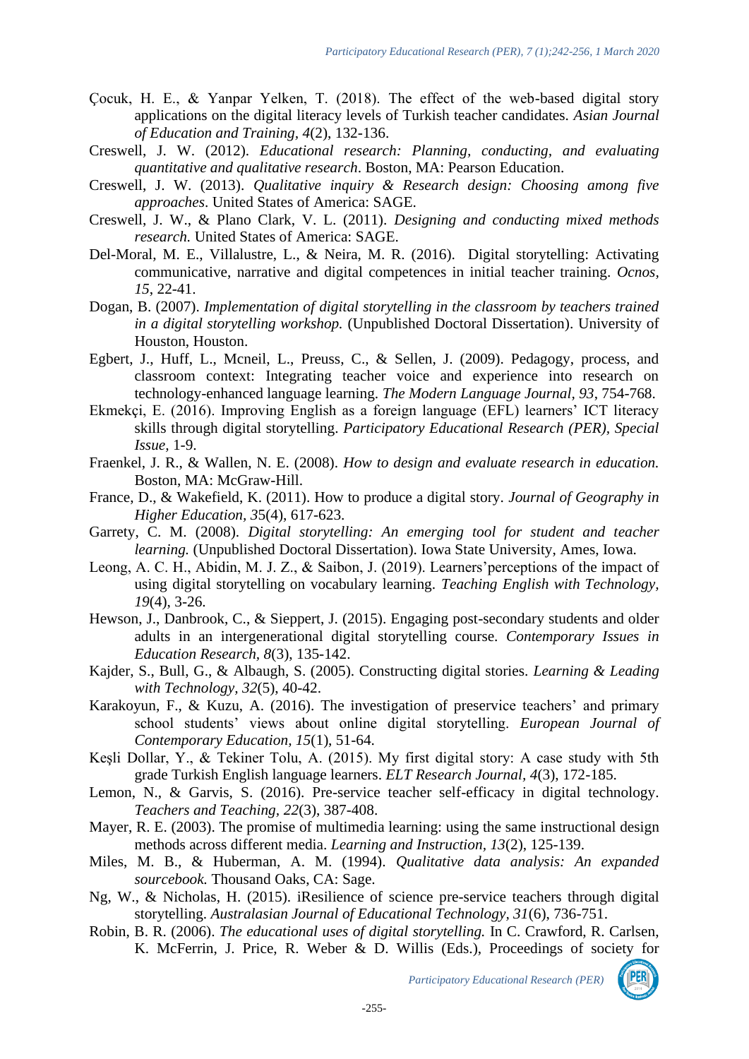Çocuk, H. E., & Yanpar Yelken, T. (2018). The effect of the web-based digital story applications on the digital literacy levels of Turkish teacher candidates. *Asian Journal of Education and Training, 4*(2), 132-136.

Creswell, J. W. (2012). *Educational research: Planning, conducting, and evaluating quantitative and qualitative research*. Boston, MA: Pearson Education.

Creswell, J. W. (2013). *Qualitative inquiry & Research design: Choosing among five approaches*. United States of America: SAGE.

Creswell, J. W., & Plano Clark, V. L. (2011). *Designing and conducting mixed methods research.* United States of America: SAGE.

Del-Moral, M. E., Villalustre, L., & Neira, M. R. (2016). Digital storytelling: Activating communicative, narrative and digital competences in initial teacher training. *Ocnos, 15*, 22-41.

Dogan, B. (2007). *Implementation of digital storytelling in the classroom by teachers trained in a digital storytelling workshop.* (Unpublished Doctoral Dissertation). University of Houston, Houston.

Egbert, J., Huff, L., Mcneil, L., Preuss, C., & Sellen, J. (2009). Pedagogy, process, and classroom context: Integrating teacher voice and experience into research on technology-enhanced language learning. *The Modern Language Journal, 93*, 754-768.

Ekmekçi, E. (2016). Improving English as a foreign language (EFL) learners' ICT literacy skills through digital storytelling. *Participatory Educational Research (PER), Special Issue,* 1-9.

Fraenkel, J. R., & Wallen, N. E. (2008). *How to design and evaluate research in education.* Boston, MA: McGraw-Hill.

France, D., & Wakefield, K. (2011). How to produce a digital story. *Journal of Geography in Higher Education, 3*5(4), 617-623.

Garrety, C. M. (2008). *Digital storytelling: An emerging tool for student and teacher learning.* (Unpublished Doctoral Dissertation). Iowa State University, Ames, Iowa.

Leong, A. C. H., Abidin, M. J. Z., & Saibon, J. (2019). Learners'perceptions of the impact of using digital storytelling on vocabulary learning. *Teaching English with Technology, 19*(4), 3-26.

Hewson, J., Danbrook, C., & Sieppert, J. (2015). Engaging post-secondary students and older adults in an intergenerational digital storytelling course. *Contemporary Issues in Education Research, 8*(3), 135-142.

Kajder, S., Bull, G., & Albaugh, S. (2005). Constructing digital stories. *Learning & Leading with Technology, 32*(5), 40-42.

Karakoyun, F., & Kuzu, A. (2016). The investigation of preservice teachers' and primary school students' views about online digital storytelling. *European Journal of Contemporary Education, 15*(1), 51-64.

Keşli Dollar, Y., & Tekiner Tolu, A. (2015). My first digital story: A case study with 5th grade Turkish English language learners. *ELT Research Journal, 4*(3), 172-185.

Lemon, N., & Garvis, S. (2016). Pre-service teacher self-efficacy in digital technology. *Teachers and Teaching, 22*(3), 387-408.

Mayer, R. E. (2003). The promise of multimedia learning: using the same instructional design methods across different media. *Learning and Instruction, 13*(2), 125-139.

Miles, M. B., & Huberman, A. M. (1994). *Qualitative data analysis: An expanded sourcebook.* Thousand Oaks, CA: Sage.

Ng, W., & Nicholas, H. (2015). iResilience of science pre-service teachers through digital storytelling. *Australasian Journal of Educational Technology, 31*(6), 736-751.

Robin, B. R. (2006). *The educational uses of digital storytelling.* In C. Crawford, R. Carlsen, K. McFerrin, J. Price, R. Weber & D. Willis (Eds.), Proceedings of society for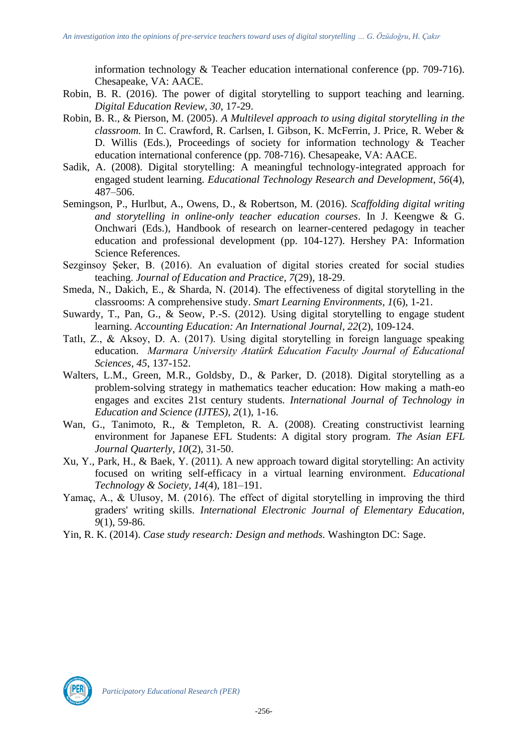information technology & Teacher education international conference (pp. 709-716). Chesapeake, VA: AACE.

Robin, B. R. (2016). The power of digital storytelling to support teaching and learning. *Digital Education Review, 30*, 17-29.

Robin, B. R., & Pierson, M. (2005). *A Multilevel approach to using digital storytelling in the classroom.* In C. Crawford, R. Carlsen, I. Gibson, K. McFerrin, J. Price, R. Weber & D. Willis (Eds.), Proceedings of society for information technology & Teacher education international conference (pp. 708-716). Chesapeake, VA: AACE.

Sadik, A. (2008). Digital storytelling: A meaningful technology-integrated approach for engaged student learning. *Educational Technology Research and Development, 56*(4), 487–506.

Semingson, P., Hurlbut, A., Owens, D., & Robertson, M. (2016). *Scaffolding digital writing and storytelling in online-only teacher education courses*. In J. Keengwe & G. Onchwari (Eds.), Handbook of research on learner-centered pedagogy in teacher education and professional development (pp. 104-127). Hershey PA: Information Science References.

Sezginsoy Şeker, B. (2016). An evaluation of digital stories created for social studies teaching. *Journal of Education and Practice, 7*(29), 18-29.

Smeda, N., Dakich, E., & Sharda, N. (2014). The effectiveness of digital storytelling in the classrooms: A comprehensive study. *Smart Learning Environments, 1*(6), 1-21.

Suwardy, T., Pan, G., & Seow, P.-S. (2012). Using digital storytelling to engage student learning. *Accounting Education: An International Journal, 22*(2), 109-124.

Tatlı, Z., & Aksoy, D. A. (2017). Using digital storytelling in foreign language speaking education. *Marmara University Atatürk Education Faculty Journal of Educational Sciences, 45*, 137-152.

Walters, L.M., Green, M.R., Goldsby, D., & Parker, D. (2018). Digital storytelling as a problem-solving strategy in mathematics teacher education: How making a math-eo engages and excites 21st century students. *International Journal of Technology in Education and Science (IJTES), 2*(1), 1-16.

Wan, G., Tanimoto, R., & Templeton, R. A. (2008). Creating constructivist learning environment for Japanese EFL Students: A digital story program. *The Asian EFL Journal Quarterly, 10*(2), 31-50.

Xu, Y., Park, H., & Baek, Y. (2011). A new approach toward digital storytelling: An activity focused on writing self-efficacy in a virtual learning environment. *Educational Technology & Society, 14*(4), 181–191.

Yamaç, A., & Ulusoy, M. (2016). The effect of digital storytelling in improving the third graders' writing skills. *International Electronic Journal of Elementary Education, 9*(1), 59-86.

Yin, R. K. (2014). *Case study research: Design and methods.* Washington DC: Sage.